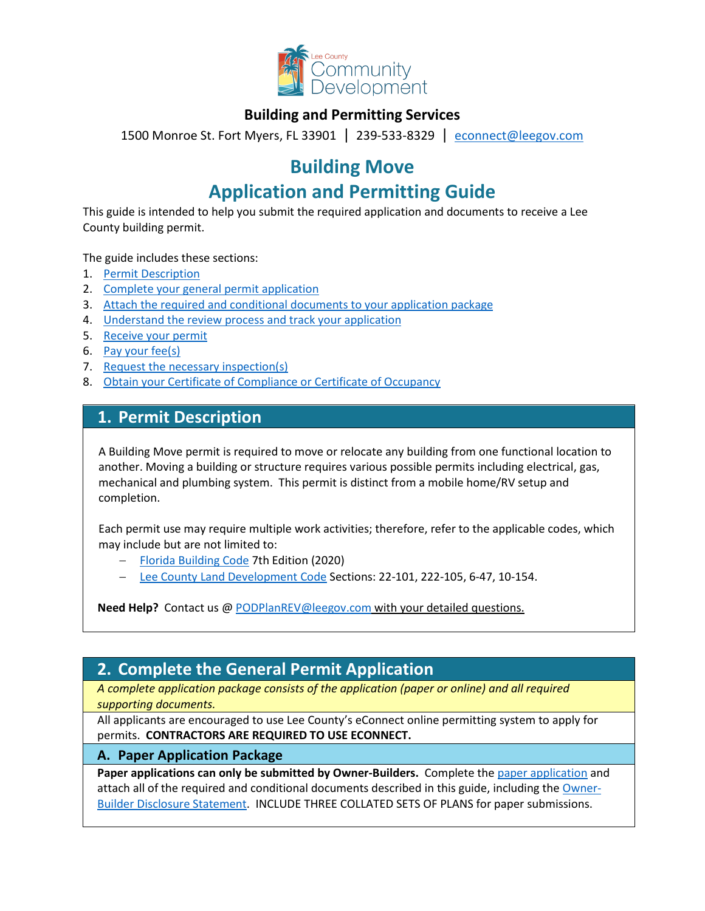Lee County Community Development

**Building and Permitting Services**

1500 Monroe St. Fort Myers, FL 33901 | 239-533-8329 | econnect@leegov.com

# Building Move
# Application and Permitting Guide

This guide is intended to help you submit the required application and documents to receive a Lee County building permit.

The guide includes these sections:

1. Permit Description
2. Complete your general permit application
3. Attach the required and conditional documents to your application package
4. Understand the review process and track your application
5. Receive your permit
6. Pay your fee(s)
7. Request the necessary inspection(s)
8. Obtain your Certificate of Compliance or Certificate of Occupancy

## 1. Permit Description

A Building Move permit is required to move or relocate any building from one functional location to another. Moving a building or structure requires various possible permits including electrical, gas, mechanical and plumbing system. This permit is distinct from a mobile home/RV setup and completion.

Each permit use may require multiple work activities; therefore, refer to the applicable codes, which may include but are not limited to:

- Florida Building Code 7th Edition (2020)
- Lee County Land Development Code Sections: 22-101, 222-105, 6-47, 10-154.

**Need Help?** Contact us @ PODPlanREV@leegov.com with your detailed questions.

## 2. Complete the General Permit Application

*A complete application package consists of the application (paper or online) and all required supporting documents.*

All applicants are encouraged to use Lee County's eConnect online permitting system to apply for permits. **CONTRACTORS ARE REQUIRED TO USE ECONNECT.**

### A. Paper Application Package

**Paper applications can only be submitted by Owner-Builders.** Complete the paper application and attach all of the required and conditional documents described in this guide, including the Owner-Builder Disclosure Statement. INCLUDE THREE COLLATED SETS OF PLANS for paper submissions.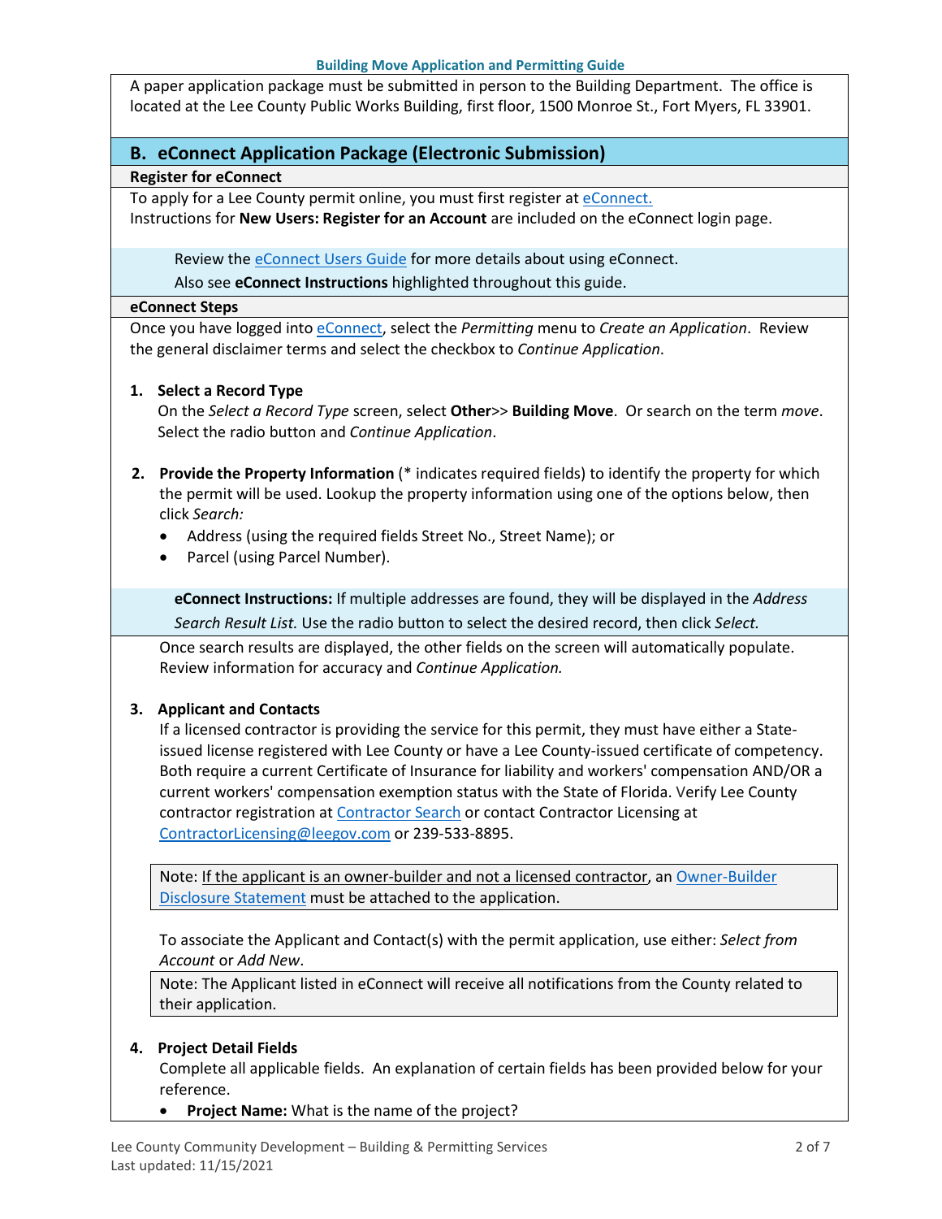A paper application package must be submitted in person to the Building Department. The office is located at the Lee County Public Works Building, first floor, 1500 Monroe St., Fort Myers, FL 33901.

## B. eConnect Application Package (Electronic Submission)

### Register for eConnect

To apply for a Lee County permit online, you must first register at eConnect.
Instructions for **New Users: Register for an Account** are included on the eConnect login page.

> Review the eConnect Users Guide for more details about using eConnect.
> Also see **eConnect Instructions** highlighted throughout this guide.

### eConnect Steps

Once you have logged into eConnect, select the *Permitting* menu to *Create an Application*. Review the general disclaimer terms and select the checkbox to *Continue Application*.

1. **Select a Record Type**
   On the *Select a Record Type* screen, select **Other**>> **Building Move**. Or search on the term *move*. Select the radio button and *Continue Application*.

2. **Provide the Property Information** (* indicates required fields) to identify the property for which the permit will be used. Lookup the property information using one of the options below, then click *Search:*
   - Address (using the required fields Street No., Street Name); or
   - Parcel (using Parcel Number).

   > **eConnect Instructions:** If multiple addresses are found, they will be displayed in the *Address Search Result List.* Use the radio button to select the desired record, then click *Select.*

   Once search results are displayed, the other fields on the screen will automatically populate. Review information for accuracy and *Continue Application.*

3. **Applicant and Contacts**
   If a licensed contractor is providing the service for this permit, they must have either a State-issued license registered with Lee County or have a Lee County-issued certificate of competency. Both require a current Certificate of Insurance for liability and workers' compensation AND/OR a current workers' compensation exemption status with the State of Florida. Verify Lee County contractor registration at Contractor Search or contact Contractor Licensing at ContractorLicensing@leegov.com or 239-533-8895.

   > Note: If the applicant is an owner-builder and not a licensed contractor, an Owner-Builder Disclosure Statement must be attached to the application.

   To associate the Applicant and Contact(s) with the permit application, use either: *Select from Account* or *Add New*.

   > Note: The Applicant listed in eConnect will receive all notifications from the County related to their application.

4. **Project Detail Fields**
   Complete all applicable fields. An explanation of certain fields has been provided below for your reference.
   - **Project Name:** What is the name of the project?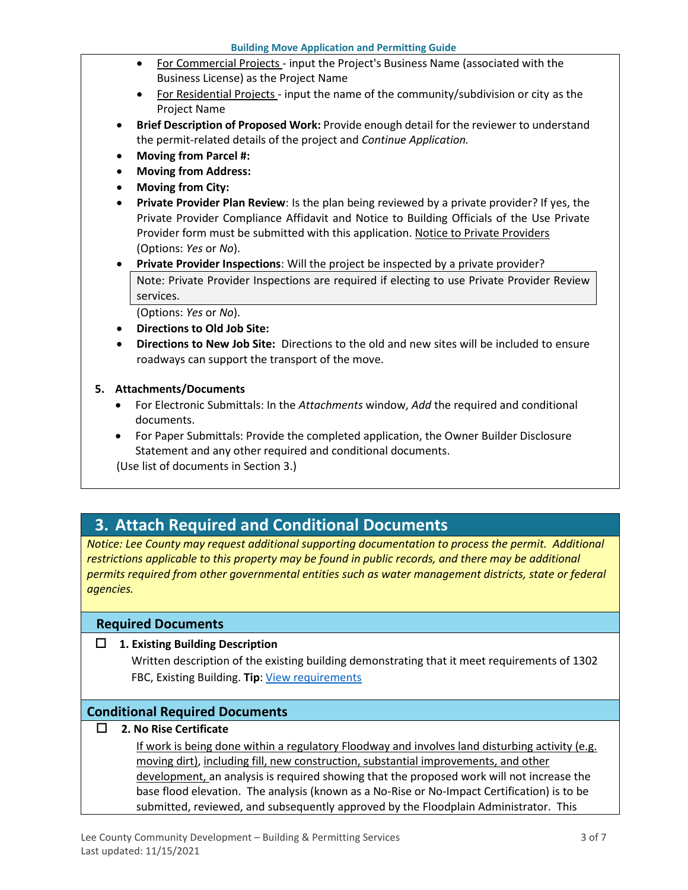- For Commercial Projects - input the Project's Business Name (associated with the Business License) as the Project Name
- For Residential Projects - input the name of the community/subdivision or city as the Project Name

- **Brief Description of Proposed Work:** Provide enough detail for the reviewer to understand the permit-related details of the project and *Continue Application.*
- **Moving from Parcel #:**
- **Moving from Address:**
- **Moving from City:**
- **Private Provider Plan Review**: Is the plan being reviewed by a private provider? If yes, the Private Provider Compliance Affidavit and Notice to Building Officials of the Use Private Provider form must be submitted with this application. Notice to Private Providers (Options: *Yes* or *No*).
- **Private Provider Inspections**: Will the project be inspected by a private provider?

  Note: Private Provider Inspections are required if electing to use Private Provider Review services.

  (Options: *Yes* or *No*).
- **Directions to Old Job Site:**
- **Directions to New Job Site:** Directions to the old and new sites will be included to ensure roadways can support the transport of the move.

**5. Attachments/Documents**

- For Electronic Submittals: In the *Attachments* window, *Add* the required and conditional documents.
- For Paper Submittals: Provide the completed application, the Owner Builder Disclosure Statement and any other required and conditional documents.

(Use list of documents in Section 3.)

## 3. Attach Required and Conditional Documents

*Notice: Lee County may request additional supporting documentation to process the permit. Additional restrictions applicable to this property may be found in public records, and there may be additional permits required from other governmental entities such as water management districts, state or federal agencies.*

### Required Documents

☐ **1. Existing Building Description**

Written description of the existing building demonstrating that it meet requirements of 1302 FBC, Existing Building. **Tip**: View requirements

### Conditional Required Documents

☐ **2. No Rise Certificate**

If work is being done within a regulatory Floodway and involves land disturbing activity (e.g. moving dirt), including fill, new construction, substantial improvements, and other development, an analysis is required showing that the proposed work will not increase the base flood elevation. The analysis (known as a No-Rise or No-Impact Certification) is to be submitted, reviewed, and subsequently approved by the Floodplain Administrator. This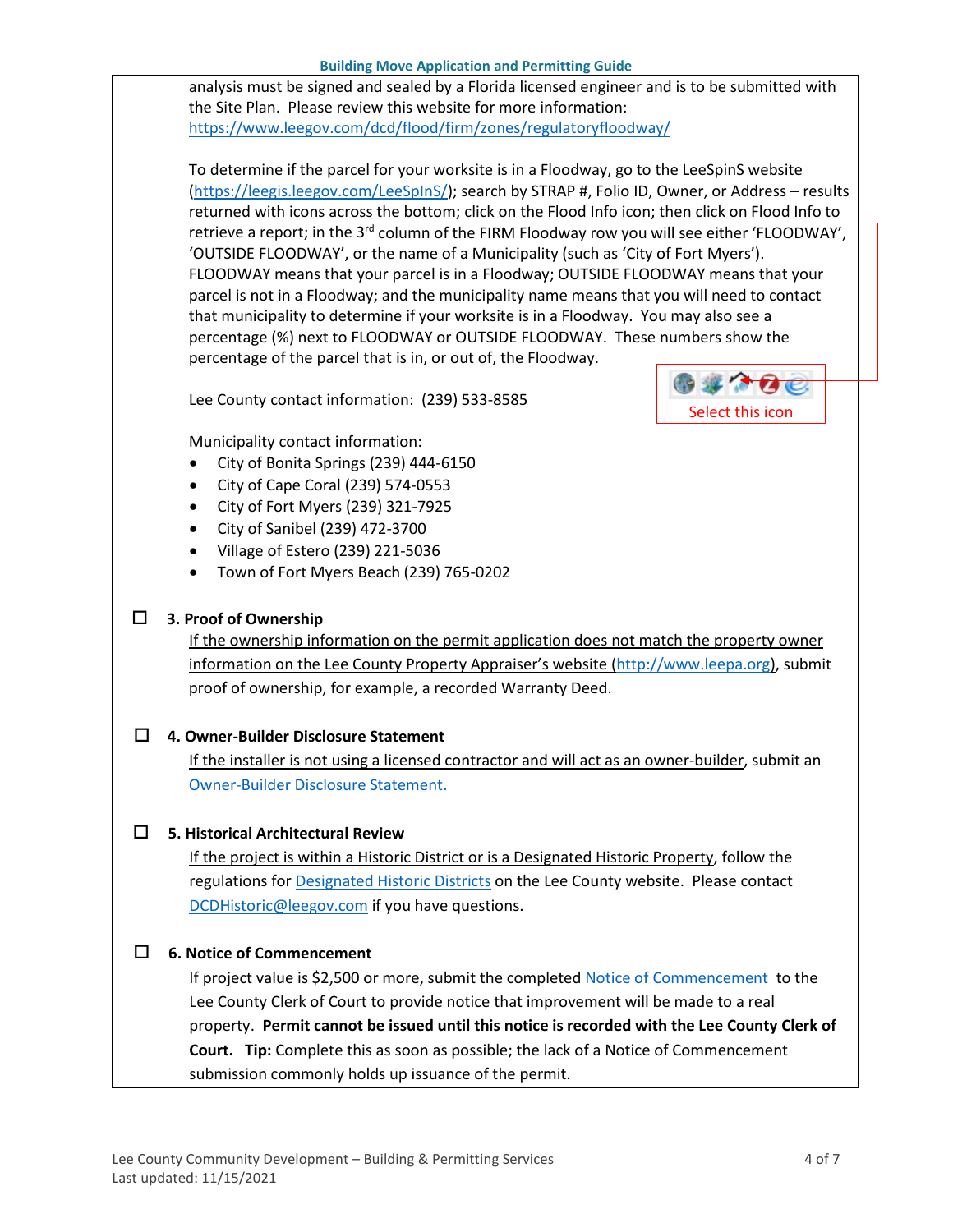analysis must be signed and sealed by a Florida licensed engineer and is to be submitted with the Site Plan. Please review this website for more information: https://www.leegov.com/dcd/flood/firm/zones/regulatoryfloodway/

To determine if the parcel for your worksite is in a Floodway, go to the LeeSpinS website (https://leegis.leegov.com/LeeSpInS/); search by STRAP #, Folio ID, Owner, or Address – results returned with icons across the bottom; click on the Flood Info icon; then click on Flood Info to retrieve a report; in the 3rd column of the FIRM Floodway row you will see either 'FLOODWAY', 'OUTSIDE FLOODWAY', or the name of a Municipality (such as 'City of Fort Myers'). FLOODWAY means that your parcel is in a Floodway; OUTSIDE FLOODWAY means that your parcel is not in a Floodway; and the municipality name means that you will need to contact that municipality to determine if your worksite is in a Floodway. You may also see a percentage (%) next to FLOODWAY or OUTSIDE FLOODWAY. These numbers show the percentage of the parcel that is in, or out of, the Floodway.

Select this icon

Lee County contact information: (239) 533-8585

Municipality contact information:

- City of Bonita Springs (239) 444-6150
- City of Cape Coral (239) 574-0553
- City of Fort Myers (239) 321-7925
- City of Sanibel (239) 472-3700
- Village of Estero (239) 221-5036
- Town of Fort Myers Beach (239) 765-0202

☐ **3. Proof of Ownership**

If the ownership information on the permit application does not match the property owner information on the Lee County Property Appraiser's website (http://www.leepa.org), submit proof of ownership, for example, a recorded Warranty Deed.

☐ **4. Owner-Builder Disclosure Statement**

If the installer is not using a licensed contractor and will act as an owner-builder, submit an Owner-Builder Disclosure Statement.

☐ **5. Historical Architectural Review**

If the project is within a Historic District or is a Designated Historic Property, follow the regulations for Designated Historic Districts on the Lee County website. Please contact DCDHistoric@leegov.com if you have questions.

☐ **6. Notice of Commencement**

If project value is $2,500 or more, submit the completed Notice of Commencement to the Lee County Clerk of Court to provide notice that improvement will be made to a real property. **Permit cannot be issued until this notice is recorded with the Lee County Clerk of Court.** **Tip:** Complete this as soon as possible; the lack of a Notice of Commencement submission commonly holds up issuance of the permit.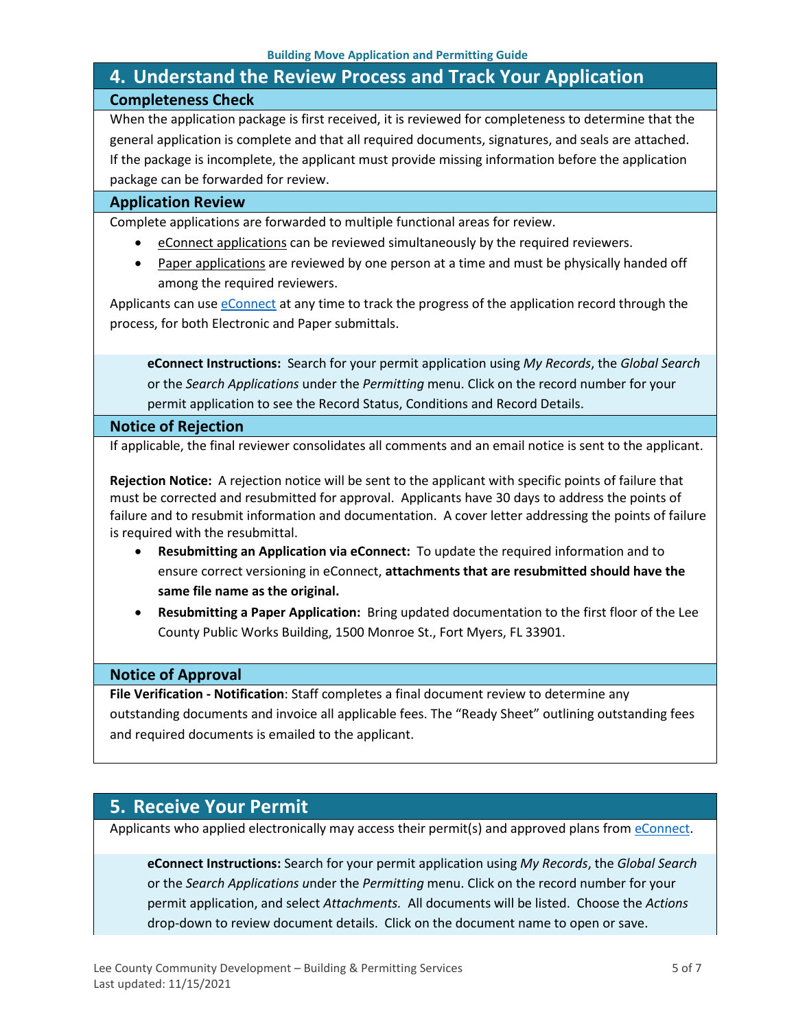## 4. Understand the Review Process and Track Your Application

### Completeness Check

When the application package is first received, it is reviewed for completeness to determine that the general application is complete and that all required documents, signatures, and seals are attached. If the package is incomplete, the applicant must provide missing information before the application package can be forwarded for review.

### Application Review

Complete applications are forwarded to multiple functional areas for review.

- eConnect applications can be reviewed simultaneously by the required reviewers.
- Paper applications are reviewed by one person at a time and must be physically handed off among the required reviewers.

Applicants can use eConnect at any time to track the progress of the application record through the process, for both Electronic and Paper submittals.

> **eConnect Instructions:** Search for your permit application using *My Records*, the *Global Search* or the *Search Applications* under the *Permitting* menu. Click on the record number for your permit application to see the Record Status, Conditions and Record Details.

### Notice of Rejection

If applicable, the final reviewer consolidates all comments and an email notice is sent to the applicant.

**Rejection Notice:** A rejection notice will be sent to the applicant with specific points of failure that must be corrected and resubmitted for approval. Applicants have 30 days to address the points of failure and to resubmit information and documentation. A cover letter addressing the points of failure is required with the resubmittal.

- **Resubmitting an Application via eConnect:** To update the required information and to ensure correct versioning in eConnect, **attachments that are resubmitted should have the same file name as the original.**
- **Resubmitting a Paper Application:** Bring updated documentation to the first floor of the Lee County Public Works Building, 1500 Monroe St., Fort Myers, FL 33901.

### Notice of Approval

**File Verification - Notification**: Staff completes a final document review to determine any outstanding documents and invoice all applicable fees. The "Ready Sheet" outlining outstanding fees and required documents is emailed to the applicant.

## 5. Receive Your Permit

Applicants who applied electronically may access their permit(s) and approved plans from eConnect.

> **eConnect Instructions:** Search for your permit application using *My Records*, the *Global Search* or the *Search Applications* under the *Permitting* menu. Click on the record number for your permit application, and select *Attachments.* All documents will be listed. Choose the *Actions* drop-down to review document details. Click on the document name to open or save.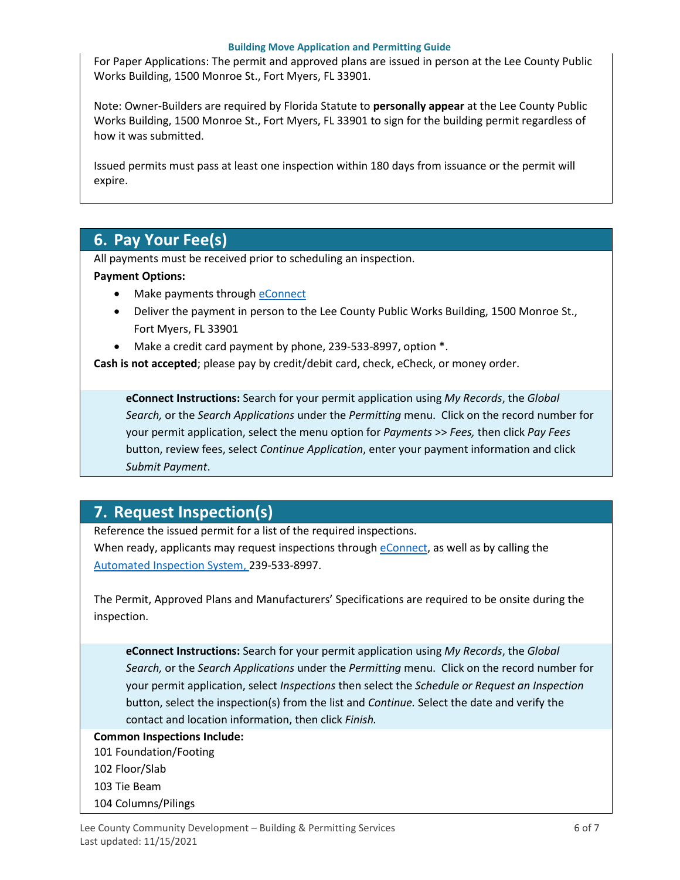For Paper Applications: The permit and approved plans are issued in person at the Lee County Public Works Building, 1500 Monroe St., Fort Myers, FL 33901.

Note: Owner-Builders are required by Florida Statute to **personally appear** at the Lee County Public Works Building, 1500 Monroe St., Fort Myers, FL 33901 to sign for the building permit regardless of how it was submitted.

Issued permits must pass at least one inspection within 180 days from issuance or the permit will expire.

## 6. Pay Your Fee(s)

All payments must be received prior to scheduling an inspection.

**Payment Options:**

- Make payments through eConnect
- Deliver the payment in person to the Lee County Public Works Building, 1500 Monroe St., Fort Myers, FL 33901
- Make a credit card payment by phone, 239-533-8997, option *.

**Cash is not accepted**; please pay by credit/debit card, check, eCheck, or money order.

**eConnect Instructions:** Search for your permit application using *My Records*, the *Global Search,* or the *Search Applications* under the *Permitting* menu. Click on the record number for your permit application, select the menu option for *Payments >> Fees,* then click *Pay Fees* button, review fees, select *Continue Application*, enter your payment information and click *Submit Payment*.

## 7. Request Inspection(s)

Reference the issued permit for a list of the required inspections.
When ready, applicants may request inspections through eConnect, as well as by calling the Automated Inspection System, 239-533-8997.

The Permit, Approved Plans and Manufacturers' Specifications are required to be onsite during the inspection.

**eConnect Instructions:** Search for your permit application using *My Records*, the *Global Search,* or the *Search Applications* under the *Permitting* menu. Click on the record number for your permit application, select *Inspections* then select the *Schedule or Request an Inspection* button, select the inspection(s) from the list and *Continue.* Select the date and verify the contact and location information, then click *Finish.*

**Common Inspections Include:**

101 Foundation/Footing
102 Floor/Slab
103 Tie Beam
104 Columns/Pilings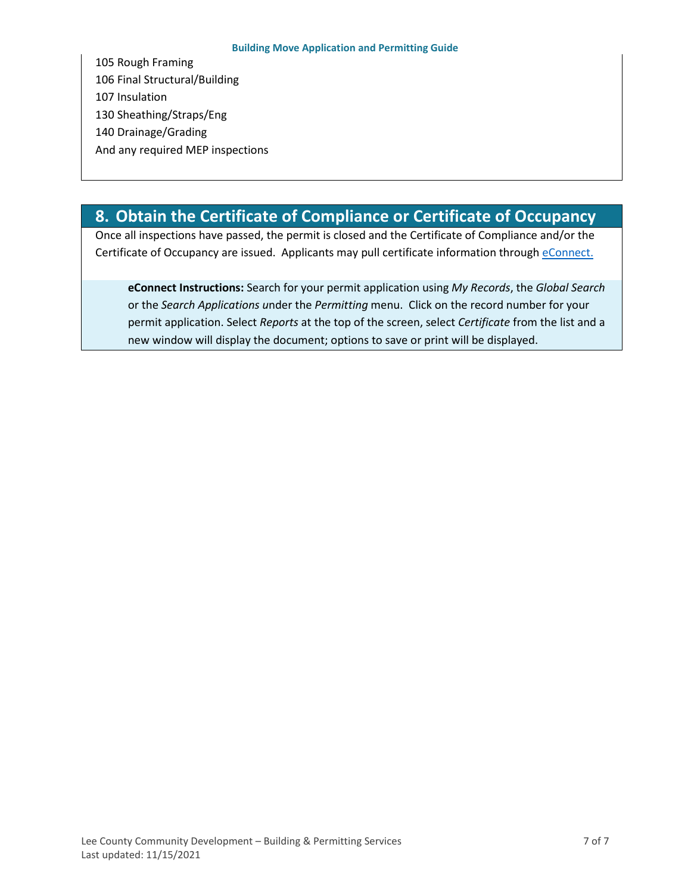105 Rough Framing
106 Final Structural/Building
107 Insulation
130 Sheathing/Straps/Eng
140 Drainage/Grading
And any required MEP inspections

## 8. Obtain the Certificate of Compliance or Certificate of Occupancy

Once all inspections have passed, the permit is closed and the Certificate of Compliance and/or the Certificate of Occupancy are issued. Applicants may pull certificate information through eConnect.

**eConnect Instructions:** Search for your permit application using *My Records*, the *Global Search* or the *Search Applications* under the *Permitting* menu. Click on the record number for your permit application. Select *Reports* at the top of the screen, select *Certificate* from the list and a new window will display the document; options to save or print will be displayed.